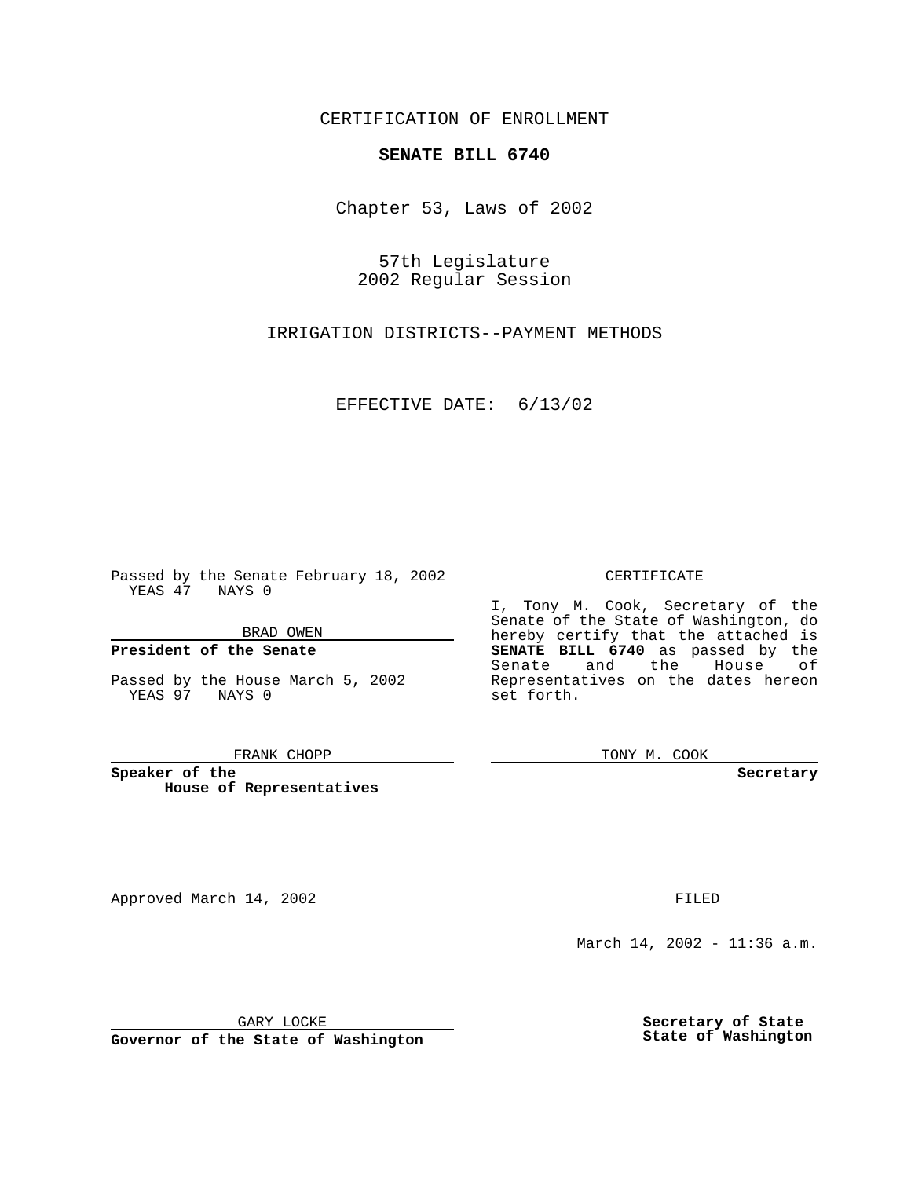CERTIFICATION OF ENROLLMENT

**SENATE BILL 6740**

Chapter 53, Laws of 2002

57th Legislature
2002 Regular Session

IRRIGATION DISTRICTS--PAYMENT METHODS

EFFECTIVE DATE: 6/13/02

Passed by the Senate February 18, 2002
YEAS 47 NAYS 0

BRAD OWEN

**President of the Senate**

Passed by the House March 5, 2002
YEAS 97 NAYS 0

FRANK CHOPP

**Speaker of the House of Representatives**

CERTIFICATE

I, Tony M. Cook, Secretary of the Senate of the State of Washington, do hereby certify that the attached is **SENATE BILL 6740** as passed by the Senate and the House of Representatives on the dates hereon set forth.

TONY M. COOK

**Secretary**

Approved March 14, 2002

GARY LOCKE

**Governor of the State of Washington**

FILED

March 14, 2002 - 11:36 a.m.

**Secretary of State**
**State of Washington**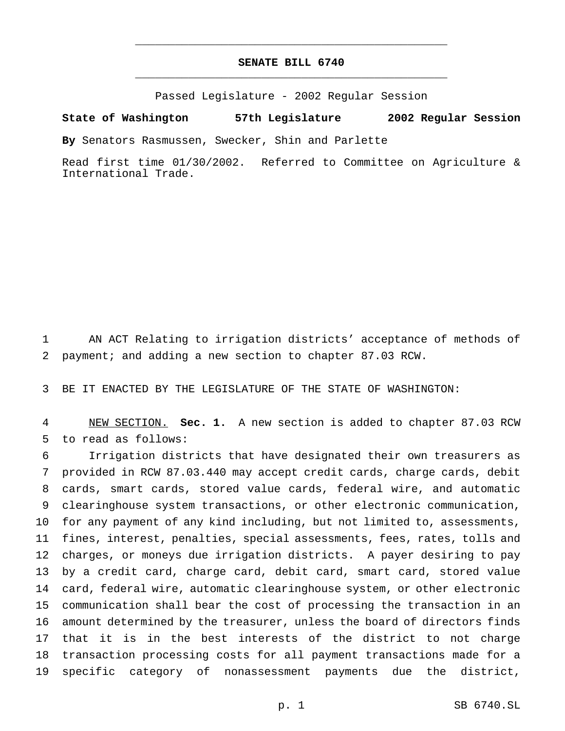# SENATE BILL 6740

Passed Legislature - 2002 Regular Session

**State of Washington 57th Legislature 2002 Regular Session**

**By** Senators Rasmussen, Swecker, Shin and Parlette

Read first time 01/30/2002. Referred to Committee on Agriculture & International Trade.

AN ACT Relating to irrigation districts' acceptance of methods of payment; and adding a new section to chapter 87.03 RCW.

BE IT ENACTED BY THE LEGISLATURE OF THE STATE OF WASHINGTON:

NEW SECTION. **Sec. 1.** A new section is added to chapter 87.03 RCW to read as follows:

Irrigation districts that have designated their own treasurers as provided in RCW 87.03.440 may accept credit cards, charge cards, debit cards, smart cards, stored value cards, federal wire, and automatic clearinghouse system transactions, or other electronic communication, for any payment of any kind including, but not limited to, assessments, fines, interest, penalties, special assessments, fees, rates, tolls and charges, or moneys due irrigation districts. A payer desiring to pay by a credit card, charge card, debit card, smart card, stored value card, federal wire, automatic clearinghouse system, or other electronic communication shall bear the cost of processing the transaction in an amount determined by the treasurer, unless the board of directors finds that it is in the best interests of the district to not charge transaction processing costs for all payment transactions made for a specific category of nonassessment payments due the district,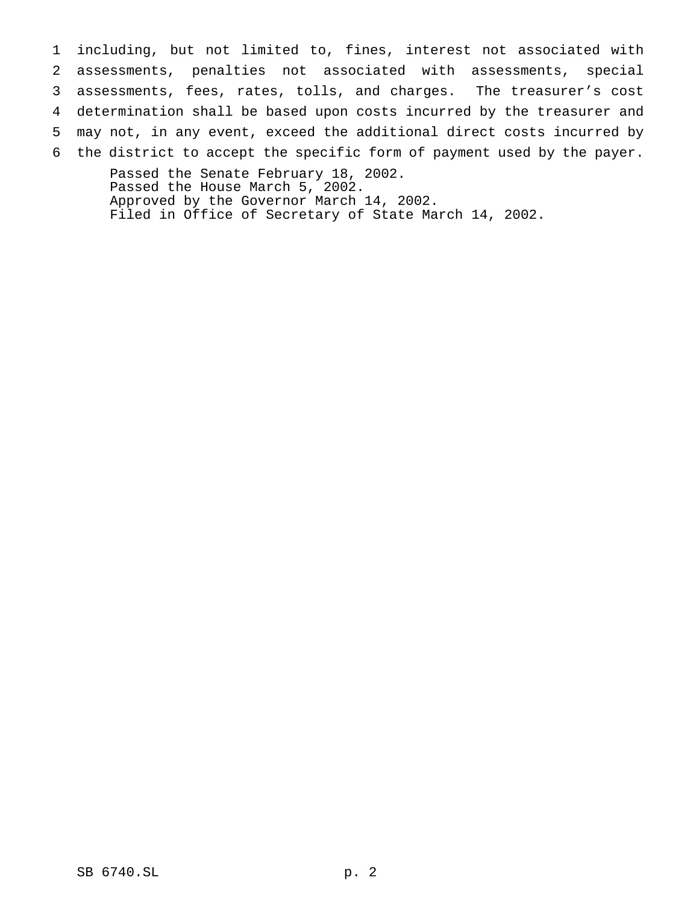including, but not limited to, fines, interest not associated with assessments, penalties not associated with assessments, special assessments, fees, rates, tolls, and charges. The treasurer's cost determination shall be based upon costs incurred by the treasurer and may not, in any event, exceed the additional direct costs incurred by the district to accept the specific form of payment used by the payer.

Passed the Senate February 18, 2002.
Passed the House March 5, 2002.
Approved by the Governor March 14, 2002.
Filed in Office of Secretary of State March 14, 2002.